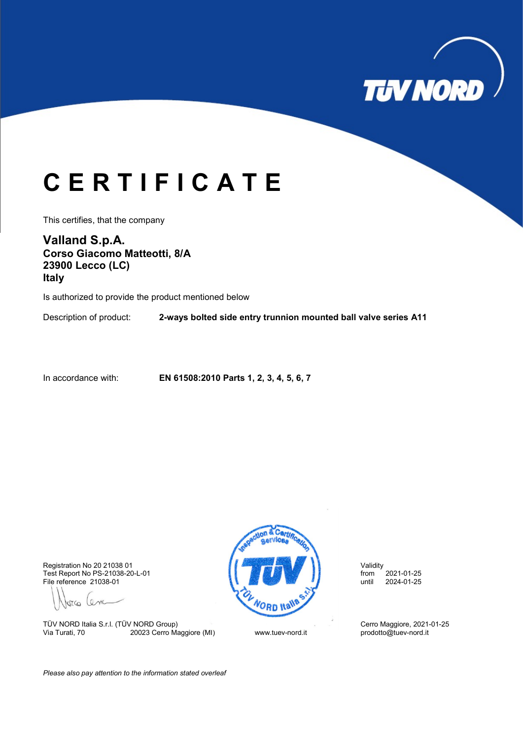# C E R T I F I C A T E

This certifies, that the company

**Valland S.p.A.**
**Corso Giacomo Matteotti, 8/A**
**23900 Lecco (LC)**
**Italy**

Is authorized to provide the product mentioned below

Description of product: **2-ways bolted side entry trunnion mounted ball valve series A11**

In accordance with: **EN 61508:2010 Parts 1, 2, 3, 4, 5, 6, 7**

Registration No 20 21038 01
Test Report No PS-21038-20-L-01
File reference 21038-01

Validity
from 2021-01-25
until 2024-01-25

TÜV NORD Italia S.r.l. (TÜV NORD Group)
Via Turati, 70 20023 Cerro Maggiore (MI)

www.tuev-nord.it

Cerro Maggiore, 2021-01-25
prodotto@tuev-nord.it

*Please also pay attention to the information stated overleaf*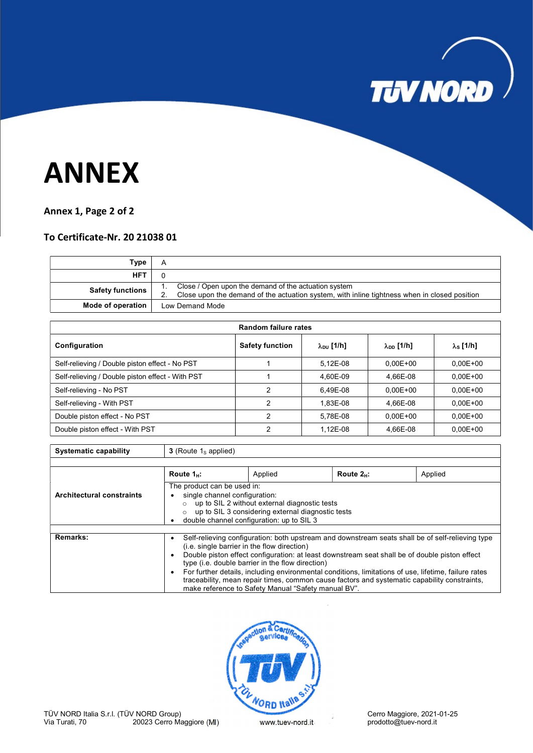# ANNEX

**Annex 1, Page 2 of 2**

**To Certificate-Nr. 20 21038 01**

| | |
|---|---|
| **Type** | A |
| **HFT** | 0 |
| **Safety functions** | 1. Close / Open upon the demand of the actuation system<br>2. Close upon the demand of the actuation system, with inline tightness when in closed position |
| **Mode of operation** | Low Demand Mode |

| Random failure rates | | | | |
|---|---|---|---|---|
| **Configuration** | **Safety function** | **$\lambda_{DU}$ [1/h]** | **$\lambda_{DD}$ [1/h]** | **$\lambda_S$ [1/h]** |
| Self-relieving / Double piston effect - No PST | 1 | 5,12E-08 | 0,00E+00 | 0,00E+00 |
| Self-relieving / Double piston effect - With PST | 1 | 4,60E-09 | 4,66E-08 | 0,00E+00 |
| Self-relieving - No PST | 2 | 6,49E-08 | 0,00E+00 | 0,00E+00 |
| Self-relieving - With PST | 2 | 1,83E-08 | 4,66E-08 | 0,00E+00 |
| Double piston effect - No PST | 2 | 5,78E-08 | 0,00E+00 | 0,00E+00 |
| Double piston effect - With PST | 2 | 1,12E-08 | 4,66E-08 | 0,00E+00 |

| | | | | |
|---|---|---|---|---|
| **Systematic capability** | **3** (Route $1_S$ applied) | | | |
| **Architectural constraints** | **Route $1_H$:** | Applied | **Route $2_H$:** | Applied |
| | The product can be used in:<br>• single channel configuration:<br>&nbsp;&nbsp;○ up to SIL 2 without external diagnostic tests<br>&nbsp;&nbsp;○ up to SIL 3 considering external diagnostic tests<br>• double channel configuration: up to SIL 3 | | | |
| **Remarks:** | • Self-relieving configuration: both upstream and downstream seats shall be of self-relieving type (i.e. single barrier in the flow direction)<br>• Double piston effect configuration: at least downstream seat shall be of double piston effect type (i.e. double barrier in the flow direction)<br>• For further details, including environmental conditions, limitations of use, lifetime, failure rates traceability, mean repair times, common cause factors and systematic capability constraints, make reference to Safety Manual "Safety manual BV". | | | |

TÜV NORD Italia S.r.l. (TÜV NORD Group)
Via Turati, 70 20023 Cerro Maggiore (MI)

www.tuev-nord.it

Cerro Maggiore, 2021-01-25
prodotto@tuev-nord.it